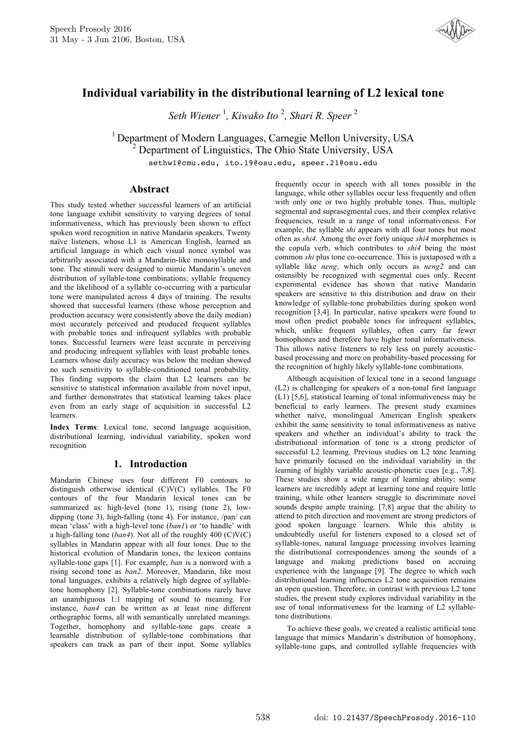# Individual variability in the distributional learning of L2 lexical tone

*Seth Wiener* [1], *Kiwako Ito* [2], *Shari R. Speer* [2]

[1] Department of Modern Languages, Carnegie Mellon University, USA
[2] Department of Linguistics, The Ohio State University, USA

sethw1@cmu.edu, ito.19@osu.edu, speer.21@osu.edu

## Abstract

This study tested whether successful learners of an artificial tone language exhibit sensitivity to varying degrees of tonal informativeness, which has previously been shown to effect spoken word recognition in native Mandarin speakers. Twenty naïve listeners, whose L1 is American English, learned an artificial language in which each visual nonce symbol was arbitrarily associated with a Mandarin-like monosyllable and tone. The stimuli were designed to mimic Mandarin's uneven distribution of syllable-tone combinations; syllable frequency and the likelihood of a syllable co-occurring with a particular tone were manipulated across 4 days of training. The results showed that successful learners (those whose perception and production accuracy were consistently above the daily median) most accurately perceived and produced frequent syllables with probable tones and infrequent syllables with probable tones. Successful learners were least accurate in perceiving and producing infrequent syllables with least probable tones. Learners whose daily accuracy was below the median showed no such sensitivity to syllable-conditioned tonal probability. This finding supports the claim that L2 learners can be sensitive to statistical information available from novel input, and further demonstrates that statistical learning takes place even from an early stage of acquisition in successful L2 learners.

**Index Terms**: Lexical tone, second language acquisition, distributional learning, individual variability, spoken word recognition

## 1. Introduction

Mandarin Chinese uses four different F0 contours to distinguish otherwise identical (C)V(C) syllables. The F0 contours of the four Mandarin lexical tones can be summarized as: high-level (tone 1), rising (tone 2), low-dipping (tone 3), high-falling (tone 4). For instance, /pan/ can mean 'class' with a high-level tone (*ban1*) or 'to handle' with a high-falling tone (*ban4*). Not all of the roughly 400 (C)V(C) syllables in Mandarin appear with all four tones. Due to the historical evolution of Mandarin tones, the lexicon contains syllable-tone gaps [1]. For example, *ban* is a nonword with a rising second tone as *ban2*. Moreover, Mandarin, like most tonal languages, exhibits a relatively high degree of syllable-tone homophony [2]. Syllable-tone combinations rarely have an unambiguous 1:1 mapping of sound to meaning. For instance, *ban4* can be written as at least nine different orthographic forms, all with semantically unrelated meanings. Together, homophony and syllable-tone gaps create a learnable distribution of syllable-tone combinations that speakers can track as part of their input. Some syllables frequently occur in speech with all tones possible in the language, while other syllables occur less frequently and often with only one or two highly probable tones. Thus, multiple segmental and suprasegmental cues, and their complex relative frequencies, result in a range of tonal informativeness. For example, the syllable *shi* appears with all four tones but most often as *shi4*. Among the over forty unique *shi4* morphemes is the copula verb, which contributes to *shi4* being the most common *shi* plus tone co-occurrence. This is juxtaposed with a syllable like *neng*, which only occurs as *neng2* and can ostensibly be recognized with segmental cues only. Recent experimental evidence has shown that native Mandarin speakers are sensitive to this distribution and draw on their knowledge of syllable-tone probabilities during spoken word recognition [3,4]. In particular, native speakers were found to most often predict probable tones for infrequent syllables, which, unlike frequent syllables, often carry far fewer homophones and therefore have higher tonal informativeness. This allows native listeners to rely less on purely acoustic-based processing and more on probability-based processing for the recognition of highly likely syllable-tone combinations.

Although acquisition of lexical tone in a second language (L2) is challenging for speakers of a non-tonal first language (L1) [5,6], statistical learning of tonal informativeness may be beneficial to early learners. The present study examines whether naïve, monolingual American English speakers exhibit the same sensitivity to tonal informativeness as native speakers and whether an individual's ability to track the distributional information of tone is a strong predictor of successful L2 learning. Previous studies on L2 tone learning have primarily focused on the individual variability in the learning of highly variable acoustic-phonetic cues [e.g., 7,8]. These studies show a wide range of learning ability; some learners are incredibly adept at learning tone and require little training, while other learners struggle to discriminate novel sounds despite ample training. [7,8] argue that the ability to attend to pitch direction and movement are strong predictors of good spoken language learners. While this ability is undoubtedly useful for listeners exposed to a closed set of syllable-tones, natural language processing involves learning the distributional correspondences among the sounds of a language and making predictions based on accruing experience with the language [9]. The degree to which such distributional learning influences L2 tone acquisition remains an open question. Therefore, in contrast with previous L2 tone studies, the present study explores individual variability in the use of tonal informativeness for the learning of L2 syllable-tone distributions.

To achieve these goals, we created a realistic artificial tone language that mimics Mandarin's distribution of homophony, syllable-tone gaps, and controlled syllable frequencies with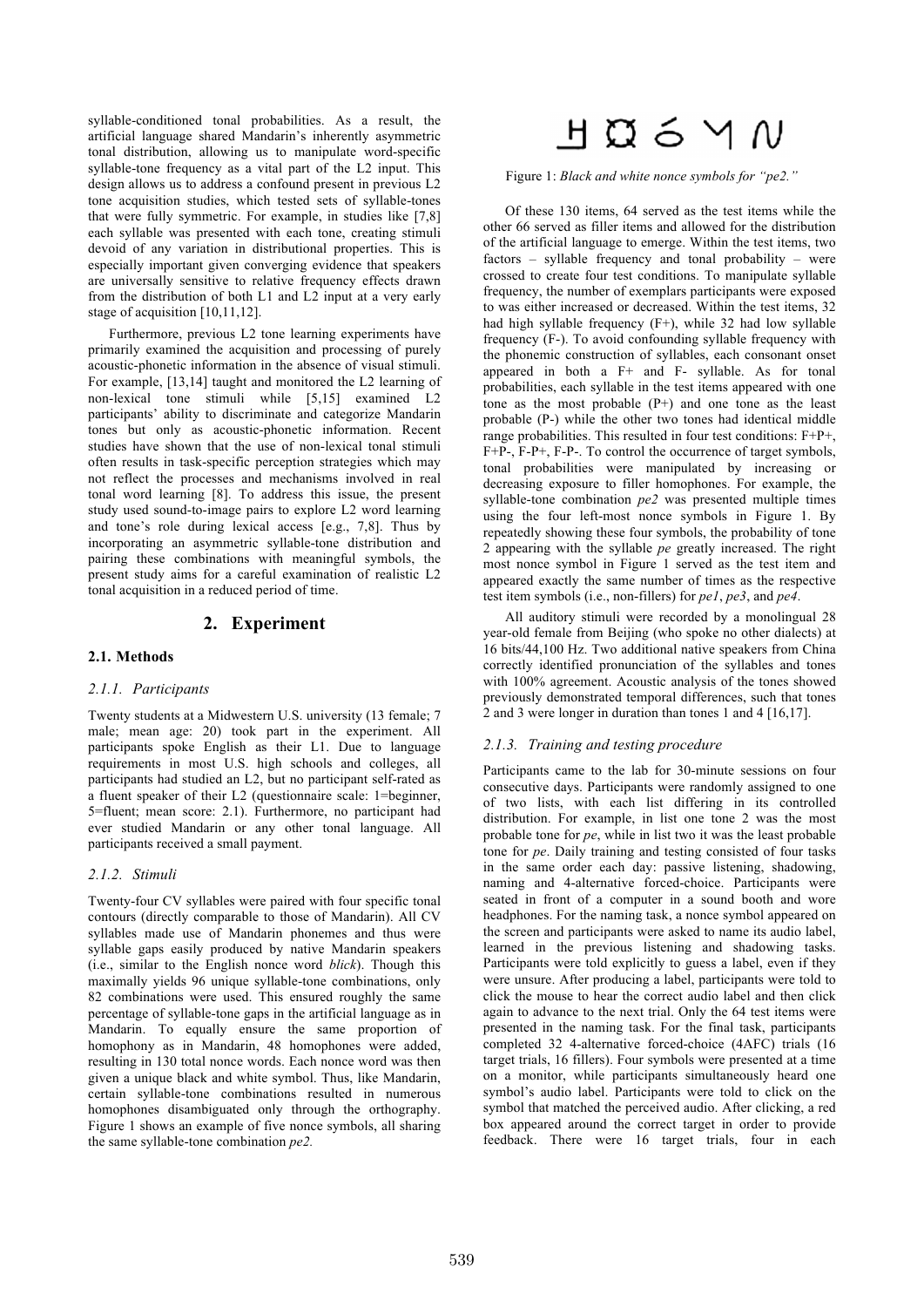syllable-conditioned tonal probabilities. As a result, the artificial language shared Mandarin's inherently asymmetric tonal distribution, allowing us to manipulate word-specific syllable-tone frequency as a vital part of the L2 input. This design allows us to address a confound present in previous L2 tone acquisition studies, which tested sets of syllable-tones that were fully symmetric. For example, in studies like [7,8] each syllable was presented with each tone, creating stimuli devoid of any variation in distributional properties. This is especially important given converging evidence that speakers are universally sensitive to relative frequency effects drawn from the distribution of both L1 and L2 input at a very early stage of acquisition [10,11,12].

Furthermore, previous L2 tone learning experiments have primarily examined the acquisition and processing of purely acoustic-phonetic information in the absence of visual stimuli. For example, [13,14] taught and monitored the L2 learning of non-lexical tone stimuli while [5,15] examined L2 participants' ability to discriminate and categorize Mandarin tones but only as acoustic-phonetic information. Recent studies have shown that the use of non-lexical tonal stimuli often results in task-specific perception strategies which may not reflect the processes and mechanisms involved in real tonal word learning [8]. To address this issue, the present study used sound-to-image pairs to explore L2 word learning and tone's role during lexical access [e.g., 7,8]. Thus by incorporating an asymmetric syllable-tone distribution and pairing these combinations with meaningful symbols, the present study aims for a careful examination of realistic L2 tonal acquisition in a reduced period of time.

## 2. Experiment

### 2.1. Methods

#### 2.1.1. Participants

Twenty students at a Midwestern U.S. university (13 female; 7 male; mean age: 20) took part in the experiment. All participants spoke English as their L1. Due to language requirements in most U.S. high schools and colleges, all participants had studied an L2, but no participant self-rated as a fluent speaker of their L2 (questionnaire scale: 1=beginner, 5=fluent; mean score: 2.1). Furthermore, no participant had ever studied Mandarin or any other tonal language. All participants received a small payment.

#### 2.1.2. Stimuli

Twenty-four CV syllables were paired with four specific tonal contours (directly comparable to those of Mandarin). All CV syllables made use of Mandarin phonemes and thus were syllable gaps easily produced by native Mandarin speakers (i.e., similar to the English nonce word *blick*). Though this maximally yields 96 unique syllable-tone combinations, only 82 combinations were used. This ensured roughly the same percentage of syllable-tone gaps in the artificial language as in Mandarin. To equally ensure the same proportion of homophony as in Mandarin, 48 homophones were added, resulting in 130 total nonce words. Each nonce word was then given a unique black and white symbol. Thus, like Mandarin, certain syllable-tone combinations resulted in numerous homophones disambiguated only through the orthography. Figure 1 shows an example of five nonce symbols, all sharing the same syllable-tone combination *pe2.*

Figure 1: *Black and white nonce symbols for "pe2."*

Of these 130 items, 64 served as the test items while the other 66 served as filler items and allowed for the distribution of the artificial language to emerge. Within the test items, two factors – syllable frequency and tonal probability – were crossed to create four test conditions. To manipulate syllable frequency, the number of exemplars participants were exposed to was either increased or decreased. Within the test items, 32 had high syllable frequency (F+), while 32 had low syllable frequency (F-). To avoid confounding syllable frequency with the phonemic construction of syllables, each consonant onset appeared in both a F+ and F- syllable. As for tonal probabilities, each syllable in the test items appeared with one tone as the most probable (P+) and one tone as the least probable (P-) while the other two tones had identical middle range probabilities. This resulted in four test conditions: F+P+, F+P-, F-P+, F-P-. To control the occurrence of target symbols, tonal probabilities were manipulated by increasing or decreasing exposure to filler homophones. For example, the syllable-tone combination *pe2* was presented multiple times using the four left-most nonce symbols in Figure 1. By repeatedly showing these four symbols, the probability of tone 2 appearing with the syllable *pe* greatly increased. The right most nonce symbol in Figure 1 served as the test item and appeared exactly the same number of times as the respective test item symbols (i.e., non-fillers) for *pe1*, *pe3*, and *pe4*.

All auditory stimuli were recorded by a monolingual 28 year-old female from Beijing (who spoke no other dialects) at 16 bits/44,100 Hz. Two additional native speakers from China correctly identified pronunciation of the syllables and tones with 100% agreement. Acoustic analysis of the tones showed previously demonstrated temporal differences, such that tones 2 and 3 were longer in duration than tones 1 and 4 [16,17].

#### 2.1.3. Training and testing procedure

Participants came to the lab for 30-minute sessions on four consecutive days. Participants were randomly assigned to one of two lists, with each list differing in its controlled distribution. For example, in list one tone 2 was the most probable tone for *pe*, while in list two it was the least probable tone for *pe*. Daily training and testing consisted of four tasks in the same order each day: passive listening, shadowing, naming and 4-alternative forced-choice. Participants were seated in front of a computer in a sound booth and wore headphones. For the naming task, a nonce symbol appeared on the screen and participants were asked to name its audio label, learned in the previous listening and shadowing tasks. Participants were told explicitly to guess a label, even if they were unsure. After producing a label, participants were told to click the mouse to hear the correct audio label and then click again to advance to the next trial. Only the 64 test items were presented in the naming task. For the final task, participants completed 32 4-alternative forced-choice (4AFC) trials (16 target trials, 16 fillers). Four symbols were presented at a time on a monitor, while participants simultaneously heard one symbol's audio label. Participants were told to click on the symbol that matched the perceived audio. After clicking, a red box appeared around the correct target in order to provide feedback. There were 16 target trials, four in each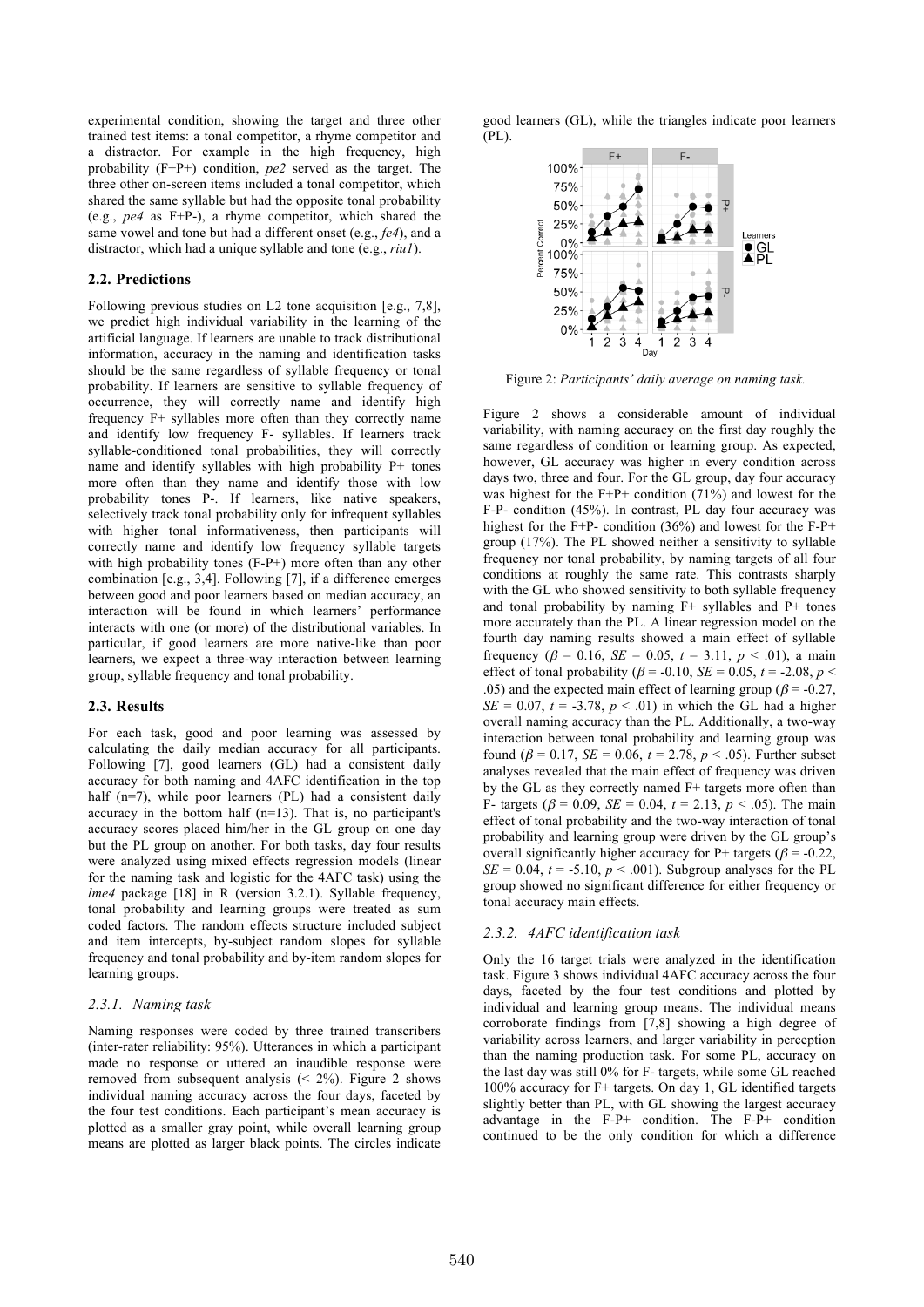experimental condition, showing the target and three other trained test items: a tonal competitor, a rhyme competitor and a distractor. For example in the high frequency, high probability (F+P+) condition, *pe2* served as the target. The three other on-screen items included a tonal competitor, which shared the same syllable but had the opposite tonal probability (e.g., *pe4* as F+P-), a rhyme competitor, which shared the same vowel and tone but had a different onset (e.g., *fe4*), and a distractor, which had a unique syllable and tone (e.g., *riu1*).

### 2.2. Predictions

Following previous studies on L2 tone acquisition [e.g., 7,8], we predict high individual variability in the learning of the artificial language. If learners are unable to track distributional information, accuracy in the naming and identification tasks should be the same regardless of syllable frequency or tonal probability. If learners are sensitive to syllable frequency of occurrence, they will correctly name and identify high frequency F+ syllables more often than they correctly name and identify low frequency F- syllables. If learners track syllable-conditioned tonal probabilities, they will correctly name and identify syllables with high probability P+ tones more often than they name and identify those with low probability tones P-. If learners, like native speakers, selectively track tonal probability only for infrequent syllables with higher tonal informativeness, then participants will correctly name and identify low frequency syllable targets with high probability tones (F-P+) more often than any other combination [e.g., 3,4]. Following [7], if a difference emerges between good and poor learners based on median accuracy, an interaction will be found in which learners' performance interacts with one (or more) of the distributional variables. In particular, if good learners are more native-like than poor learners, we expect a three-way interaction between learning group, syllable frequency and tonal probability.

### 2.3. Results

For each task, good and poor learning was assessed by calculating the daily median accuracy for all participants. Following [7], good learners (GL) had a consistent daily accuracy for both naming and 4AFC identification in the top half (n=7), while poor learners (PL) had a consistent daily accuracy in the bottom half (n=13). That is, no participant's accuracy scores placed him/her in the GL group on one day but the PL group on another. For both tasks, day four results were analyzed using mixed effects regression models (linear for the naming task and logistic for the 4AFC task) using the *lme4* package [18] in R (version 3.2.1). Syllable frequency, tonal probability and learning groups were treated as sum coded factors. The random effects structure included subject and item intercepts, by-subject random slopes for syllable frequency and tonal probability and by-item random slopes for learning groups.

#### 2.3.1. Naming task

Naming responses were coded by three trained transcribers (inter-rater reliability: 95%). Utterances in which a participant made no response or uttered an inaudible response were removed from subsequent analysis (< 2%). Figure 2 shows individual naming accuracy across the four days, faceted by the four test conditions. Each participant's mean accuracy is plotted as a smaller gray point, while overall learning group means are plotted as larger black points. The circles indicate good learners (GL), while the triangles indicate poor learners (PL).

Figure 2: *Participants' daily average on naming task.*

Figure 2 shows a considerable amount of individual variability, with naming accuracy on the first day roughly the same regardless of condition or learning group. As expected, however, GL accuracy was higher in every condition across days two, three and four. For the GL group, day four accuracy was highest for the F+P+ condition (71%) and lowest for the F-P- condition (45%). In contrast, PL day four accuracy was highest for the F+P- condition (36%) and lowest for the F-P+ group (17%). The PL showed neither a sensitivity to syllable frequency nor tonal probability, by naming targets of all four conditions at roughly the same rate. This contrasts sharply with the GL who showed sensitivity to both syllable frequency and tonal probability by naming F+ syllables and P+ tones more accurately than the PL. A linear regression model on the fourth day naming results showed a main effect of syllable frequency ($\beta$ = 0.16, *SE* = 0.05, *t* = 3.11, $p < .01$), a main effect of tonal probability ($\beta$ = -0.10, *SE* = 0.05, *t* = -2.08, $p < .05$) and the expected main effect of learning group ($\beta$ = -0.27, *SE* = 0.07, *t* = -3.78, $p < .01$) in which the GL had a higher overall naming accuracy than the PL. Additionally, a two-way interaction between tonal probability and learning group was found ($\beta$ = 0.17, *SE* = 0.06, *t* = 2.78, $p < .05$). Further subset analyses revealed that the main effect of frequency was driven by the GL as they correctly named F+ targets more often than F- targets ($\beta$ = 0.09, *SE* = 0.04, *t* = 2.13, $p < .05$). The main effect of tonal probability and the two-way interaction of tonal probability and learning group were driven by the GL group's overall significantly higher accuracy for P+ targets ($\beta$ = -0.22, *SE* = 0.04, *t* = -5.10, $p < .001$). Subgroup analyses for the PL group showed no significant difference for either frequency or tonal accuracy main effects.

#### 2.3.2. 4AFC identification task

Only the 16 target trials were analyzed in the identification task. Figure 3 shows individual 4AFC accuracy across the four days, faceted by the four test conditions and plotted by individual and learning group means. The individual means corroborate findings from [7,8] showing a high degree of variability across learners, and larger variability in perception than the naming production task. For some PL, accuracy on the last day was still 0% for F- targets, while some GL reached 100% accuracy for F+ targets. On day 1, GL identified targets slightly better than PL, with GL showing the largest accuracy advantage in the F-P+ condition. The F-P+ condition continued to be the only condition for which a difference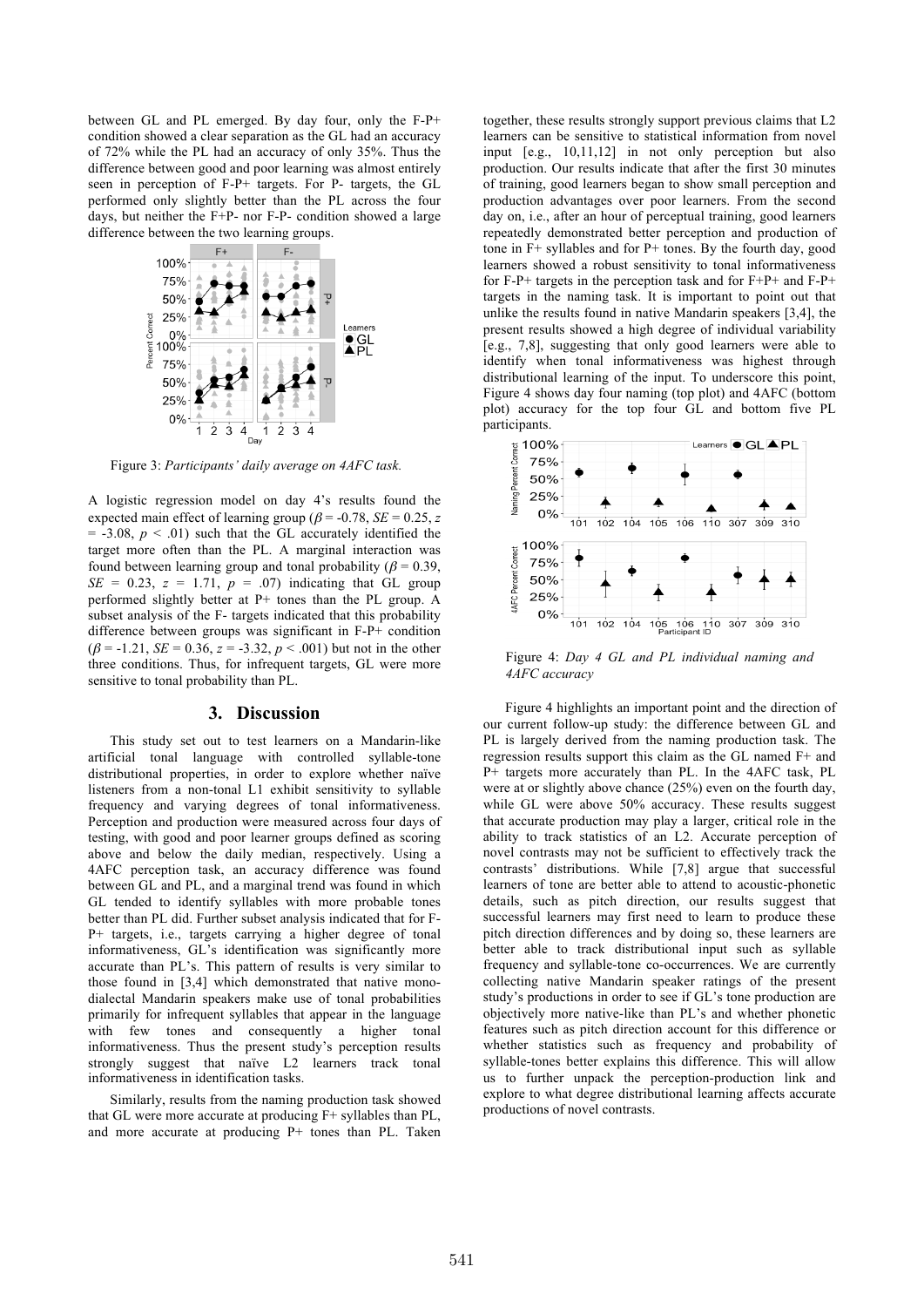between GL and PL emerged. By day four, only the F-P+ condition showed a clear separation as the GL had an accuracy of 72% while the PL had an accuracy of only 35%. Thus the difference between good and poor learning was almost entirely seen in perception of F-P+ targets. For P- targets, the GL performed only slightly better than the PL across the four days, but neither the F+P- nor F-P- condition showed a large difference between the two learning groups.

Figure 3: *Participants' daily average on 4AFC task.*

A logistic regression model on day 4's results found the expected main effect of learning group ($\beta$ = -0.78, *SE* = 0.25, *z* = -3.08, $p < .01$) such that the GL accurately identified the target more often than the PL. A marginal interaction was found between learning group and tonal probability ($\beta$ = 0.39, *SE* = 0.23, *z* = 1.71, *p* = .07) indicating that GL group performed slightly better at P+ tones than the PL group. A subset analysis of the F- targets indicated that this probability difference between groups was significant in F-P+ condition ($\beta$ = -1.21, *SE* = 0.36, *z* = -3.32, $p < .001$) but not in the other three conditions. Thus, for infrequent targets, GL were more sensitive to tonal probability than PL.

## 3. Discussion

This study set out to test learners on a Mandarin-like artificial tonal language with controlled syllable-tone distributional properties, in order to explore whether naïve listeners from a non-tonal L1 exhibit sensitivity to syllable frequency and varying degrees of tonal informativeness. Perception and production were measured across four days of testing, with good and poor learner groups defined as scoring above and below the daily median, respectively. Using a 4AFC perception task, an accuracy difference was found between GL and PL, and a marginal trend was found in which GL tended to identify syllables with more probable tones better than PL did. Further subset analysis indicated that for F-P+ targets, i.e., targets carrying a higher degree of tonal informativeness, GL's identification was significantly more accurate than PL's. This pattern of results is very similar to those found in [3,4] which demonstrated that native mono-dialectal Mandarin speakers make use of tonal probabilities primarily for infrequent syllables that appear in the language with few tones and consequently a higher tonal informativeness. Thus the present study's perception results strongly suggest that naïve L2 learners track tonal informativeness in identification tasks.

Similarly, results from the naming production task showed that GL were more accurate at producing F+ syllables than PL, and more accurate at producing P+ tones than PL. Taken together, these results strongly support previous claims that L2 learners can be sensitive to statistical information from novel input [e.g., 10,11,12] in not only perception but also production. Our results indicate that after the first 30 minutes of training, good learners began to show small perception and production advantages over poor learners. From the second day on, i.e., after an hour of perceptual training, good learners repeatedly demonstrated better perception and production of tone in F+ syllables and for P+ tones. By the fourth day, good learners showed a robust sensitivity to tonal informativeness for F-P+ targets in the perception task and for F+P+ and F-P+ targets in the naming task. It is important to point out that unlike the results found in native Mandarin speakers [3,4], the present results showed a high degree of individual variability [e.g., 7,8], suggesting that only good learners were able to identify when tonal informativeness was highest through distributional learning of the input. To underscore this point, Figure 4 shows day four naming (top plot) and 4AFC (bottom plot) accuracy for the top four GL and bottom five PL participants.

Figure 4: *Day 4 GL and PL individual naming and 4AFC accuracy*

Figure 4 highlights an important point and the direction of our current follow-up study: the difference between GL and PL is largely derived from the naming production task. The regression results support this claim as the GL named F+ and P+ targets more accurately than PL. In the 4AFC task, PL were at or slightly above chance (25%) even on the fourth day, while GL were above 50% accuracy. These results suggest that accurate production may play a larger, critical role in the ability to track statistics of an L2. Accurate perception of novel contrasts may not be sufficient to effectively track the contrasts' distributions. While [7,8] argue that successful learners of tone are better able to attend to acoustic-phonetic details, such as pitch direction, our results suggest that successful learners may first need to learn to produce these pitch direction differences and by doing so, these learners are better able to track distributional input such as syllable frequency and syllable-tone co-occurrences. We are currently collecting native Mandarin speaker ratings of the present study's productions in order to see if GL's tone production are objectively more native-like than PL's and whether phonetic features such as pitch direction account for this difference or whether statistics such as frequency and probability of syllable-tones better explains this difference. This will allow us to further unpack the perception-production link and explore to what degree distributional learning affects accurate productions of novel contrasts.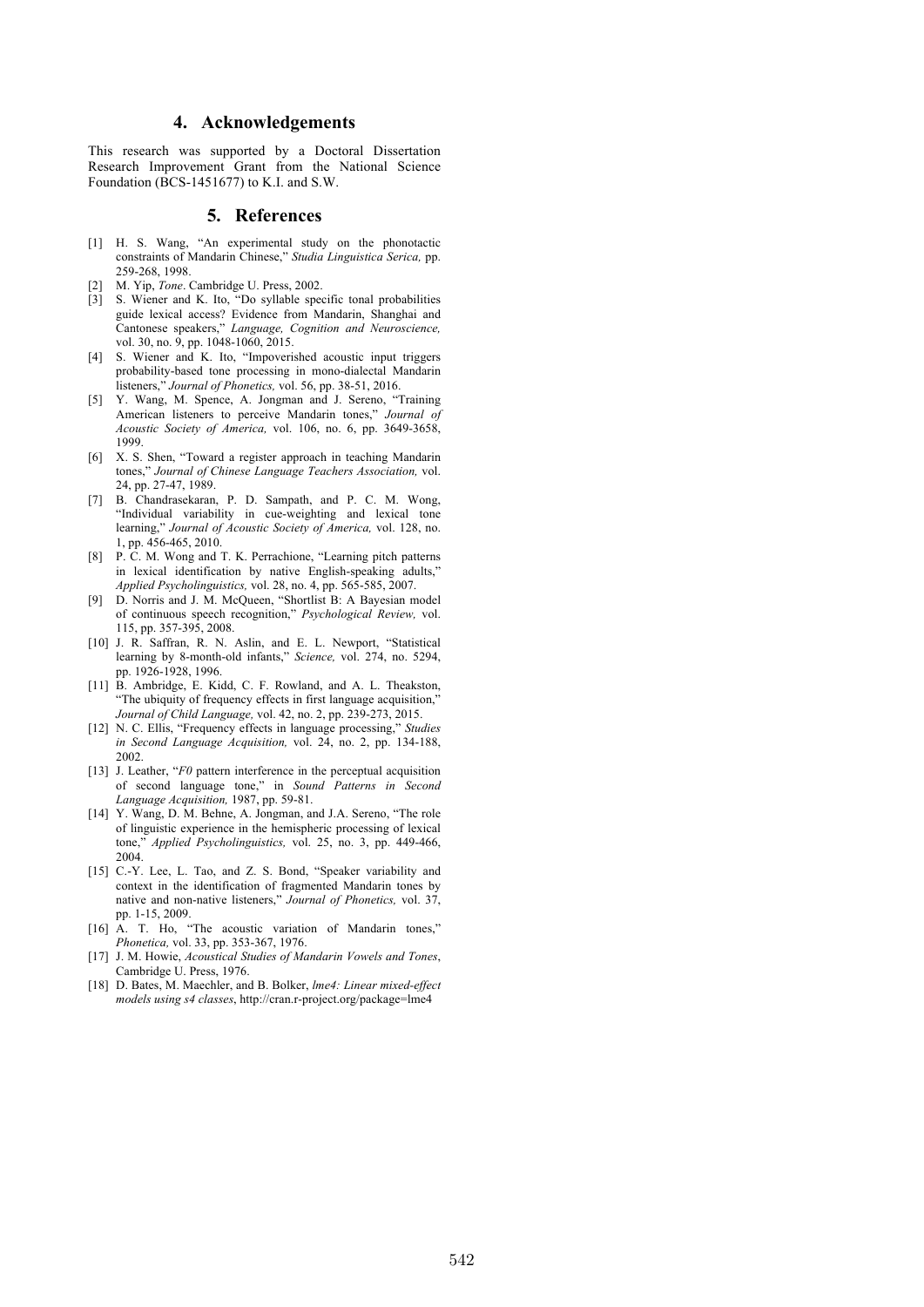## 4. Acknowledgements

This research was supported by a Doctoral Dissertation Research Improvement Grant from the National Science Foundation (BCS-1451677) to K.I. and S.W.

## 5. References

[1] H. S. Wang, "An experimental study on the phonotactic constraints of Mandarin Chinese," *Studia Linguistica Serica,* pp. 259-268, 1998.

[2] M. Yip, *Tone*. Cambridge U. Press, 2002.

[3] S. Wiener and K. Ito, "Do syllable specific tonal probabilities guide lexical access? Evidence from Mandarin, Shanghai and Cantonese speakers," *Language, Cognition and Neuroscience,* vol. 30, no. 9, pp. 1048-1060, 2015.

[4] S. Wiener and K. Ito, "Impoverished acoustic input triggers probability-based tone processing in mono-dialectal Mandarin listeners," *Journal of Phonetics,* vol. 56, pp. 38-51, 2016.

[5] Y. Wang, M. Spence, A. Jongman and J. Sereno, "Training American listeners to perceive Mandarin tones," *Journal of Acoustic Society of America,* vol. 106, no. 6, pp. 3649-3658, 1999.

[6] X. S. Shen, "Toward a register approach in teaching Mandarin tones," *Journal of Chinese Language Teachers Association,* vol. 24, pp. 27-47, 1989.

[7] B. Chandrasekaran, P. D. Sampath, and P. C. M. Wong, "Individual variability in cue-weighting and lexical tone learning," *Journal of Acoustic Society of America,* vol. 128, no. 1, pp. 456-465, 2010.

[8] P. C. M. Wong and T. K. Perrachione, "Learning pitch patterns in lexical identification by native English-speaking adults," *Applied Psycholinguistics,* vol. 28, no. 4, pp. 565-585, 2007.

[9] D. Norris and J. M. McQueen, "Shortlist B: A Bayesian model of continuous speech recognition," *Psychological Review,* vol. 115, pp. 357-395, 2008.

[10] J. R. Saffran, R. N. Aslin, and E. L. Newport, "Statistical learning by 8-month-old infants," *Science,* vol. 274, no. 5294, pp. 1926-1928, 1996.

[11] B. Ambridge, E. Kidd, C. F. Rowland, and A. L. Theakston, "The ubiquity of frequency effects in first language acquisition," *Journal of Child Language,* vol. 42, no. 2, pp. 239-273, 2015.

[12] N. C. Ellis, "Frequency effects in language processing," *Studies in Second Language Acquisition,* vol. 24, no. 2, pp. 134-188, 2002.

[13] J. Leather, "*F0* pattern interference in the perceptual acquisition of second language tone," in *Sound Patterns in Second Language Acquisition,* 1987, pp. 59-81.

[14] Y. Wang, D. M. Behne, A. Jongman, and J.A. Sereno, "The role of linguistic experience in the hemispheric processing of lexical tone," *Applied Psycholinguistics,* vol. 25, no. 3, pp. 449-466, 2004.

[15] C.-Y. Lee, L. Tao, and Z. S. Bond, "Speaker variability and context in the identification of fragmented Mandarin tones by native and non-native listeners," *Journal of Phonetics,* vol. 37, pp. 1-15, 2009.

[16] A. T. Ho, "The acoustic variation of Mandarin tones," *Phonetica,* vol. 33, pp. 353-367, 1976.

[17] J. M. Howie, *Acoustical Studies of Mandarin Vowels and Tones*, Cambridge U. Press, 1976.

[18] D. Bates, M. Maechler, and B. Bolker, *lme4: Linear mixed-effect models using s4 classes*, http://cran.r-project.org/package=lme4